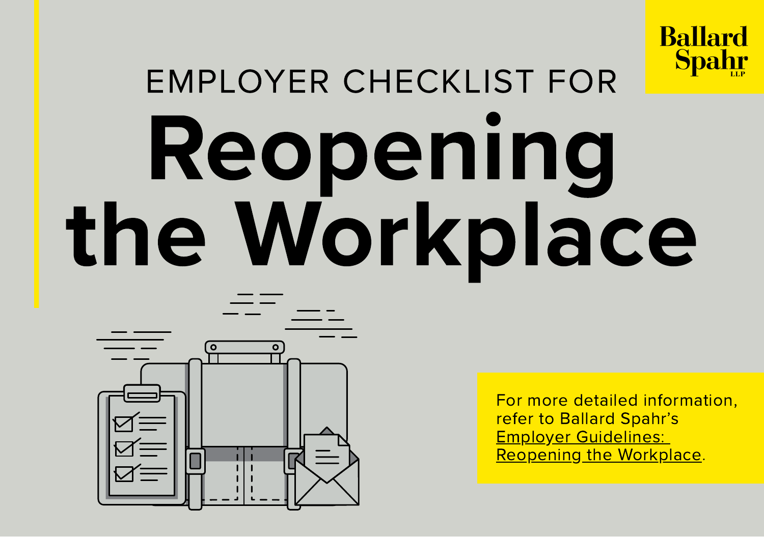Ballard Spahr LLP

EMPLOYER CHECKLIST FOR

# Reopening the Workplace

For more detailed information, refer to Ballard Spahr's Employer Guidelines: Reopening the Workplace.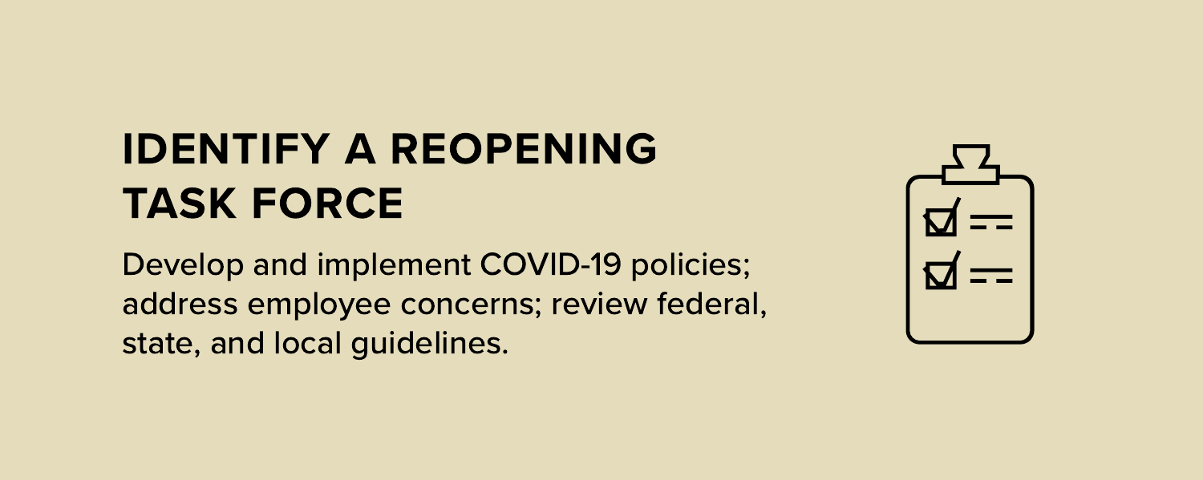# IDENTIFY A REOPENING TASK FORCE

Develop and implement COVID-19 policies; address employee concerns; review federal, state, and local guidelines.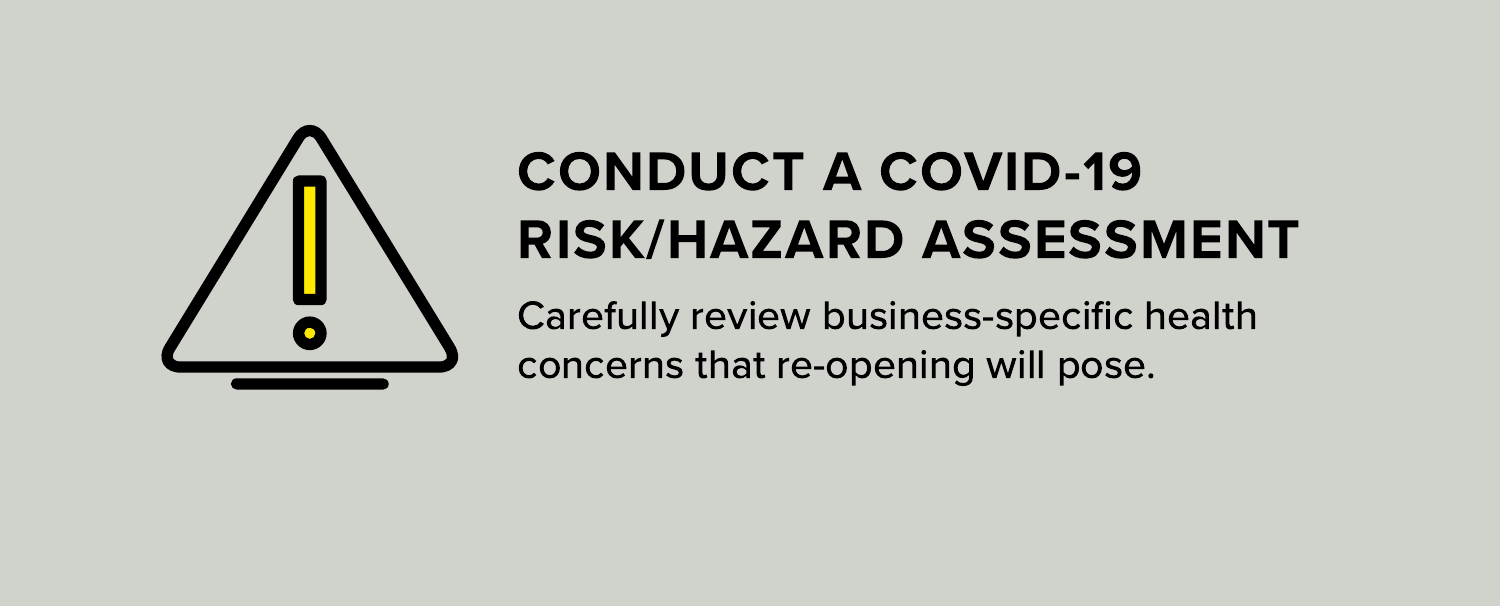# CONDUCT A COVID-19 RISK/HAZARD ASSESSMENT

Carefully review business-specific health concerns that re-opening will pose.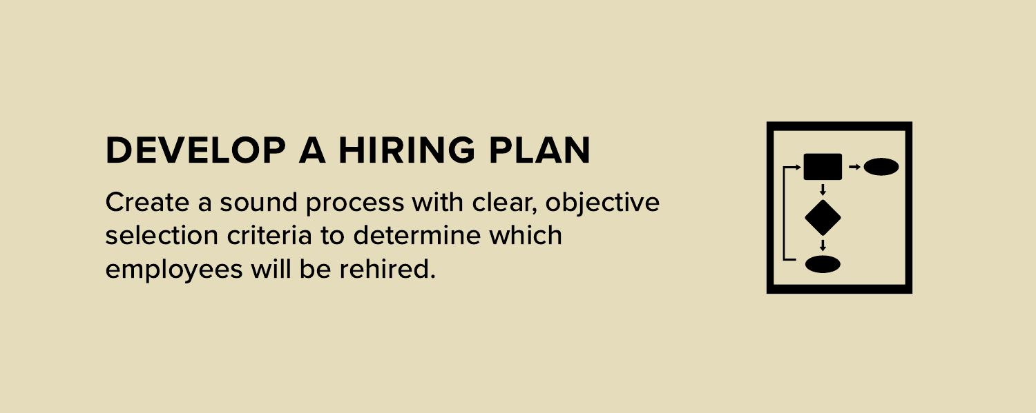# DEVELOP A HIRING PLAN

Create a sound process with clear, objective selection criteria to determine which employees will be rehired.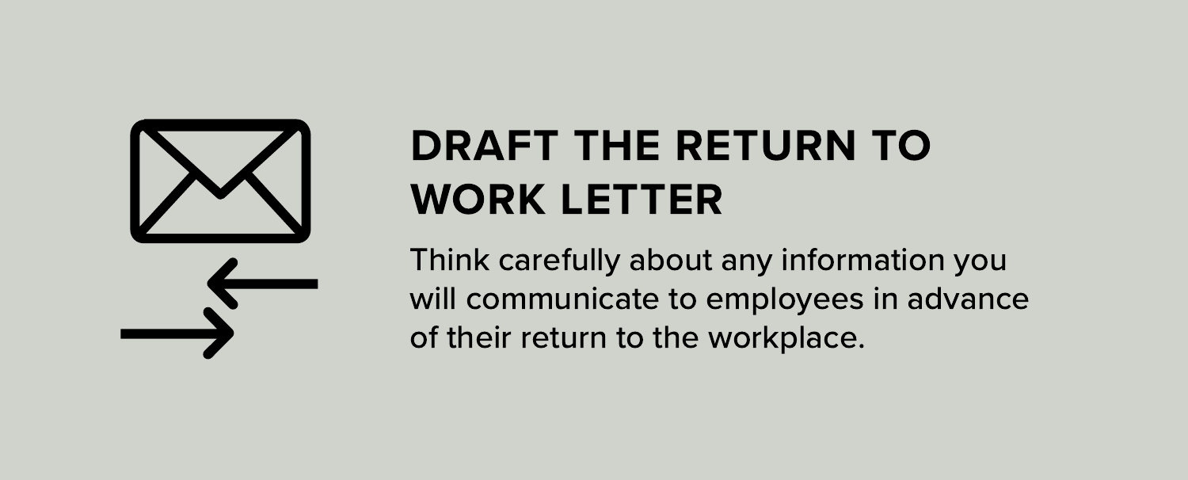## DRAFT THE RETURN TO WORK LETTER

Think carefully about any information you will communicate to employees in advance of their return to the workplace.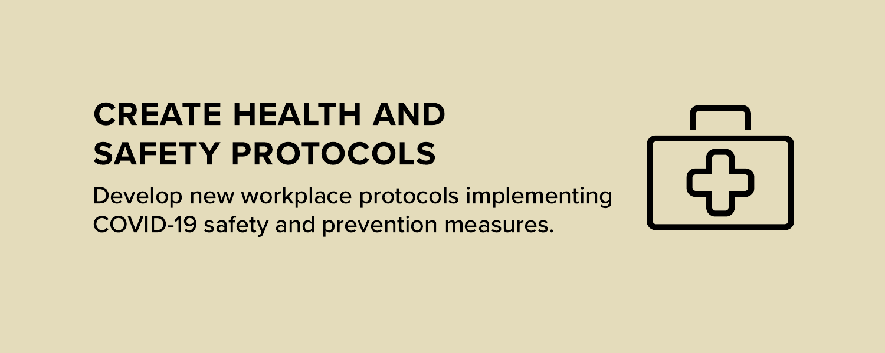## CREATE HEALTH AND SAFETY PROTOCOLS

Develop new workplace protocols implementing COVID-19 safety and prevention measures.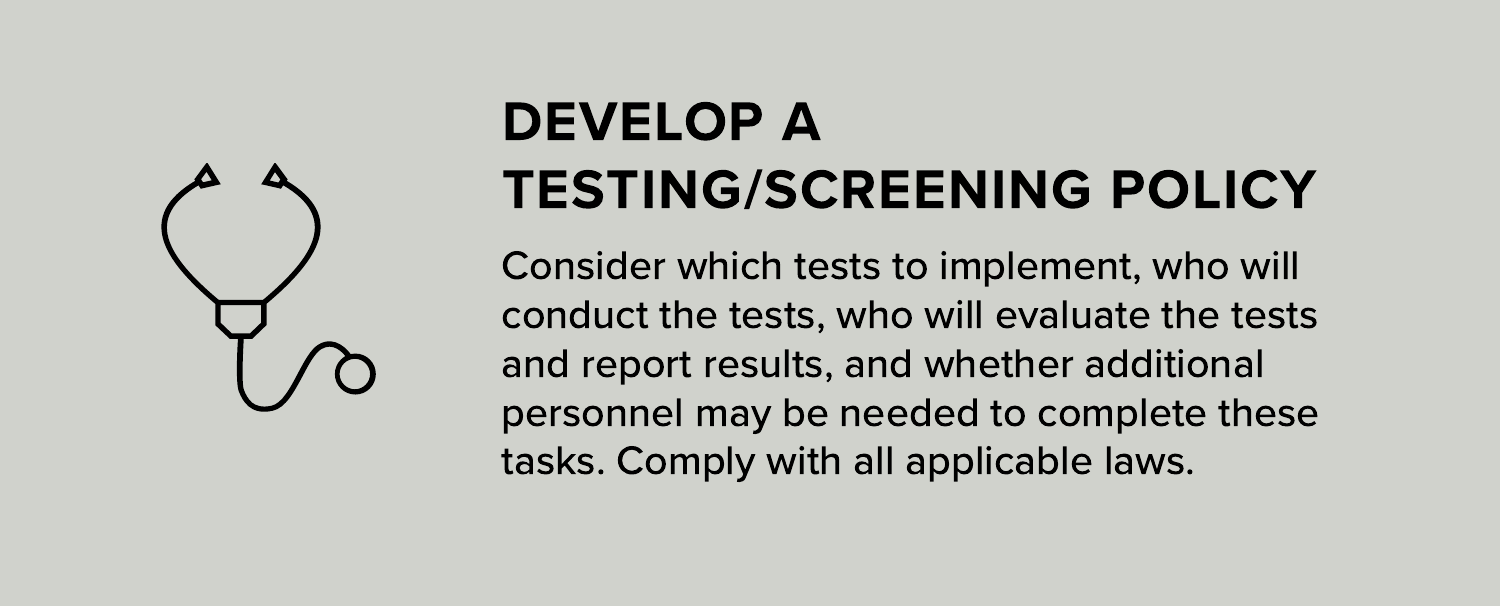## DEVELOP A TESTING/SCREENING POLICY

Consider which tests to implement, who will conduct the tests, who will evaluate the tests and report results, and whether additional personnel may be needed to complete these tasks. Comply with all applicable laws.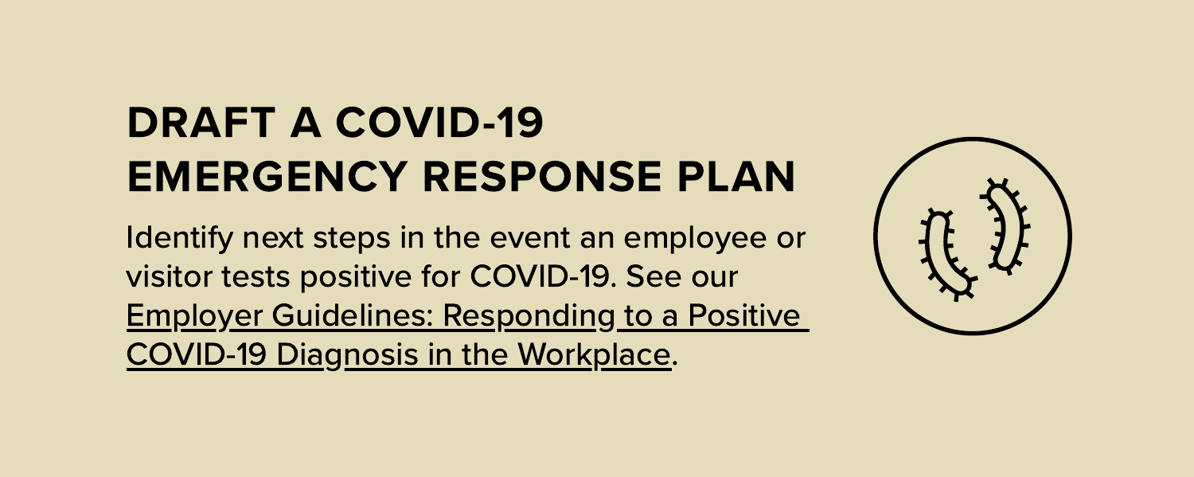# DRAFT A COVID-19 EMERGENCY RESPONSE PLAN

Identify next steps in the event an employee or visitor tests positive for COVID-19. See our Employer Guidelines: Responding to a Positive COVID-19 Diagnosis in the Workplace.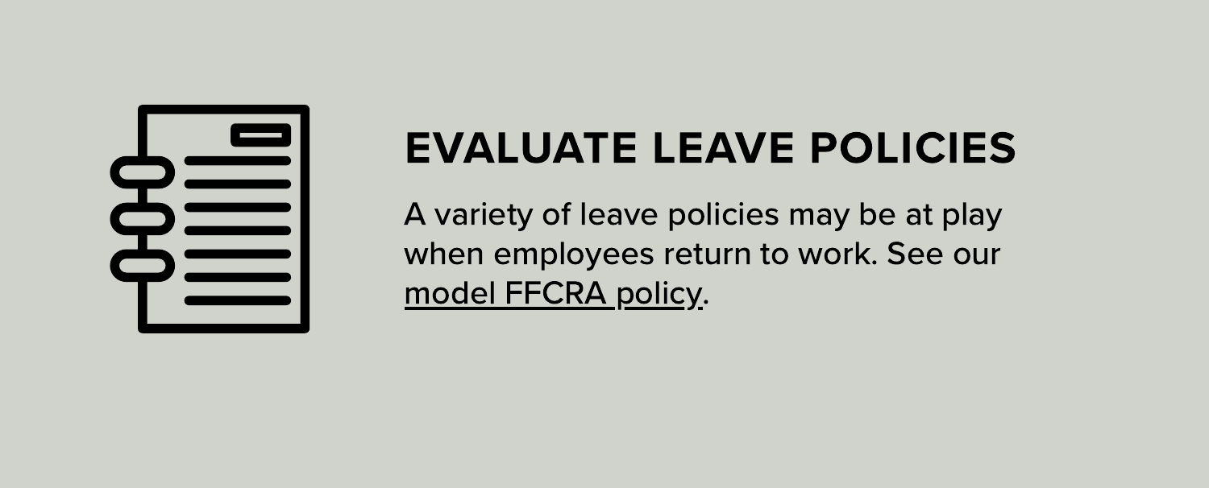## EVALUATE LEAVE POLICIES

A variety of leave policies may be at play when employees return to work. See our model FFCRA policy.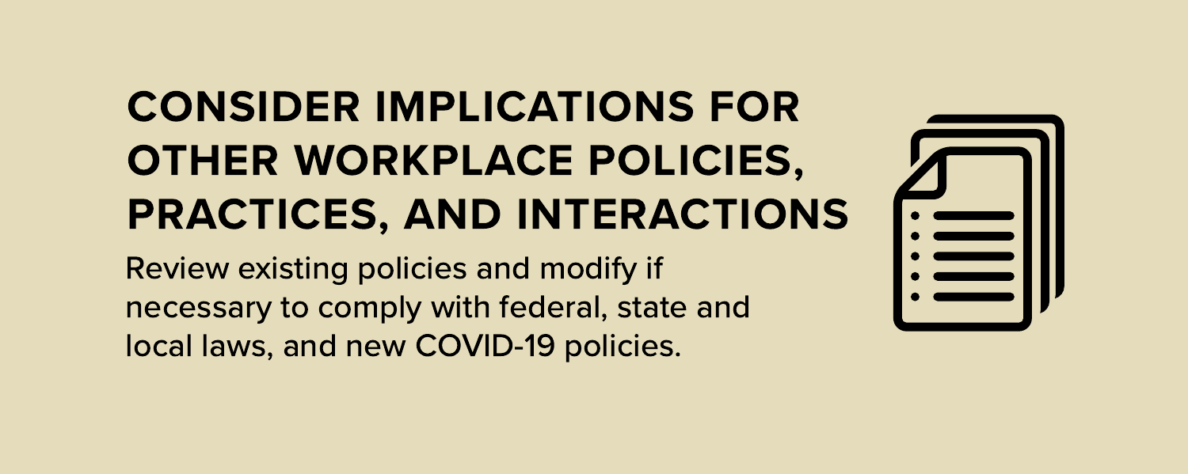## CONSIDER IMPLICATIONS FOR OTHER WORKPLACE POLICIES, PRACTICES, AND INTERACTIONS

Review existing policies and modify if necessary to comply with federal, state and local laws, and new COVID-19 policies.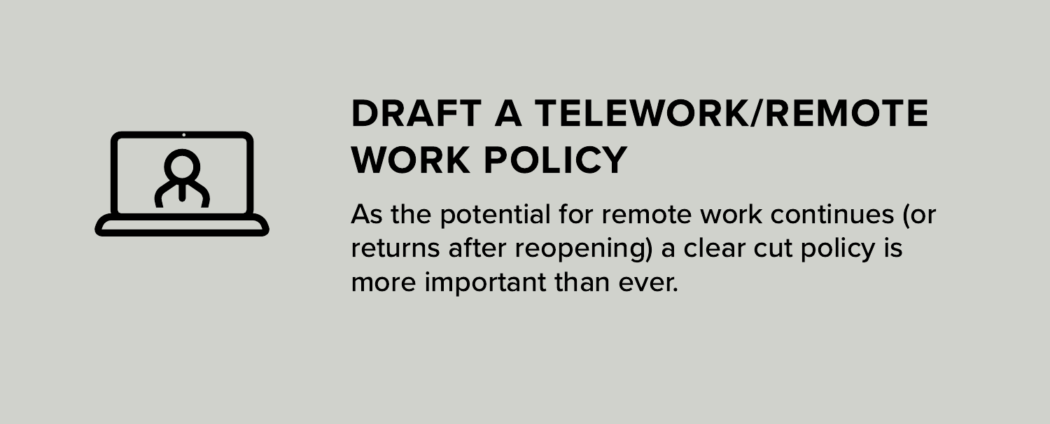## DRAFT A TELEWORK/REMOTE WORK POLICY

As the potential for remote work continues (or returns after reopening) a clear cut policy is more important than ever.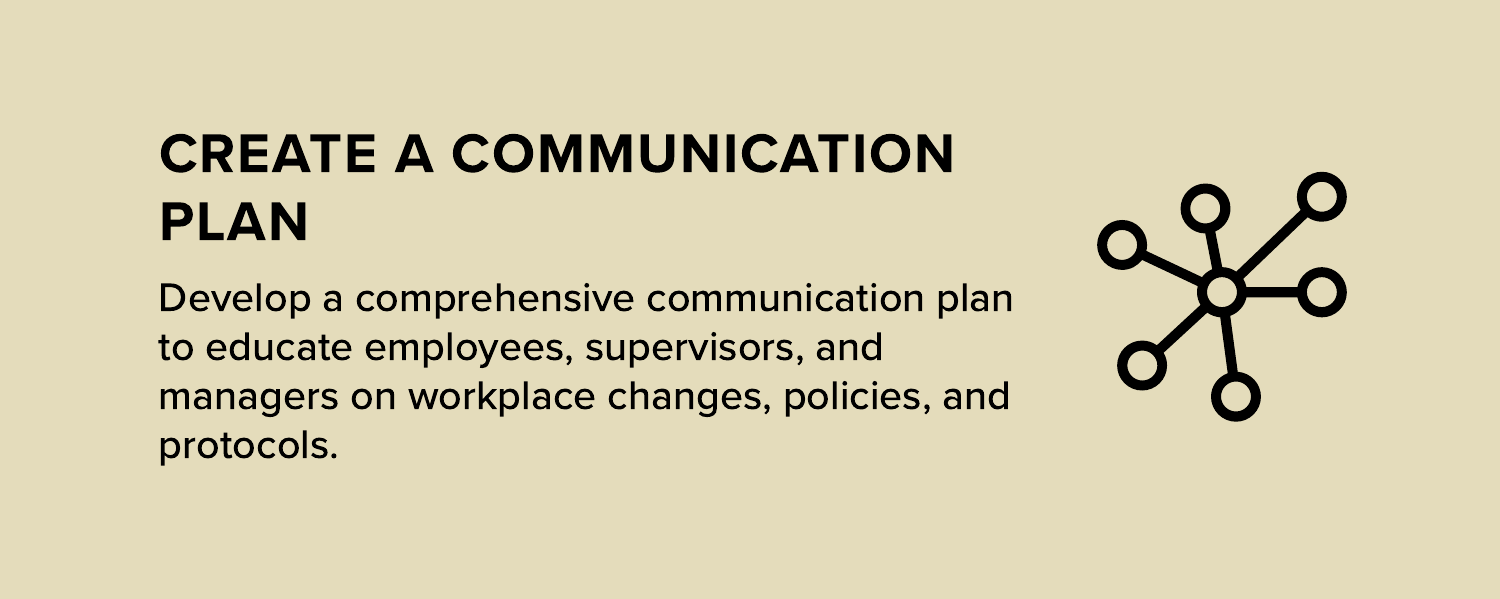# CREATE A COMMUNICATION PLAN

Develop a comprehensive communication plan to educate employees, supervisors, and managers on workplace changes, policies, and protocols.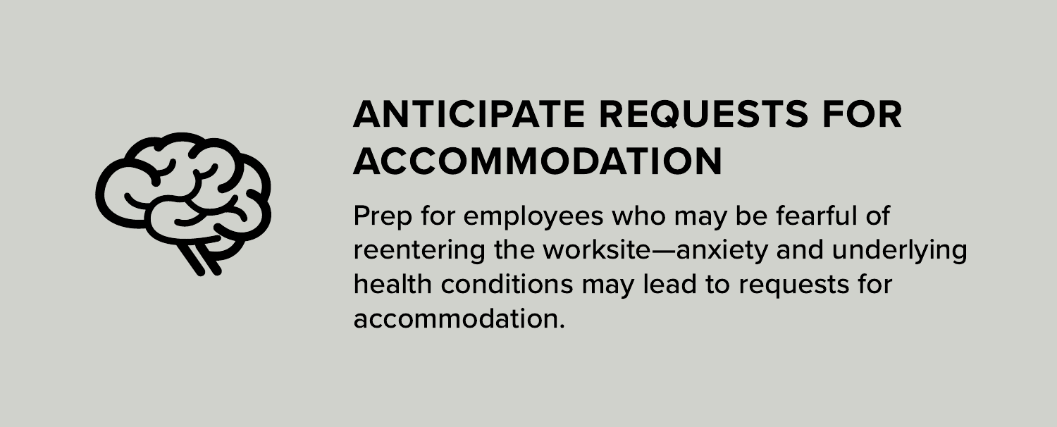## ANTICIPATE REQUESTS FOR ACCOMMODATION

Prep for employees who may be fearful of reentering the worksite—anxiety and underlying health conditions may lead to requests for accommodation.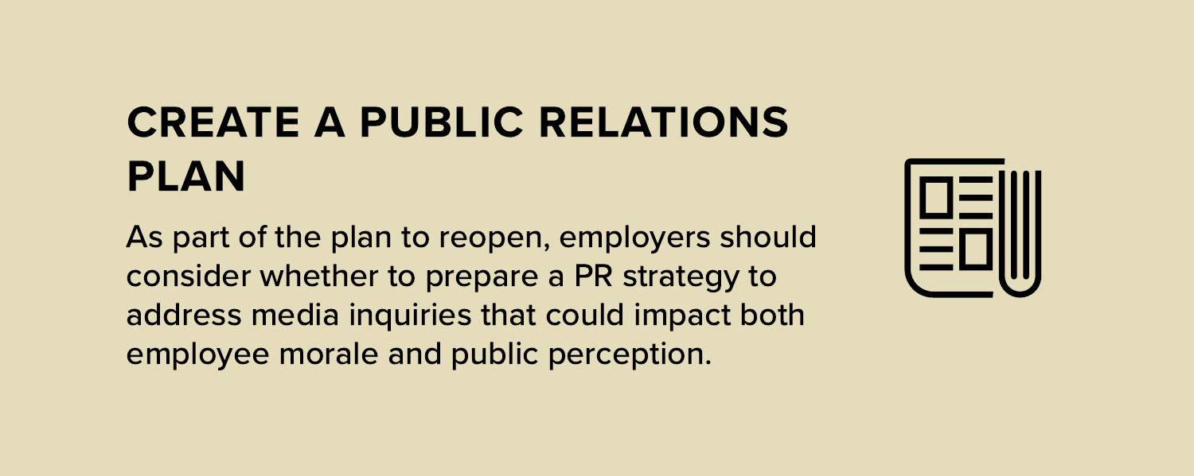## CREATE A PUBLIC RELATIONS PLAN

As part of the plan to reopen, employers should consider whether to prepare a PR strategy to address media inquiries that could impact both employee morale and public perception.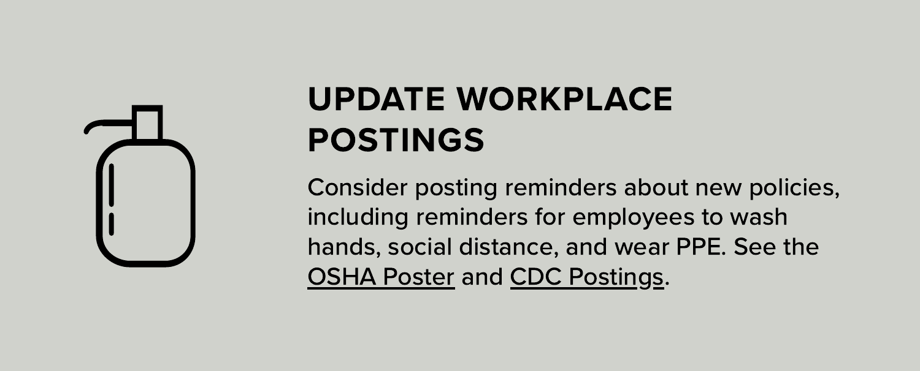## UPDATE WORKPLACE POSTINGS

Consider posting reminders about new policies, including reminders for employees to wash hands, social distance, and wear PPE. See the OSHA Poster and CDC Postings.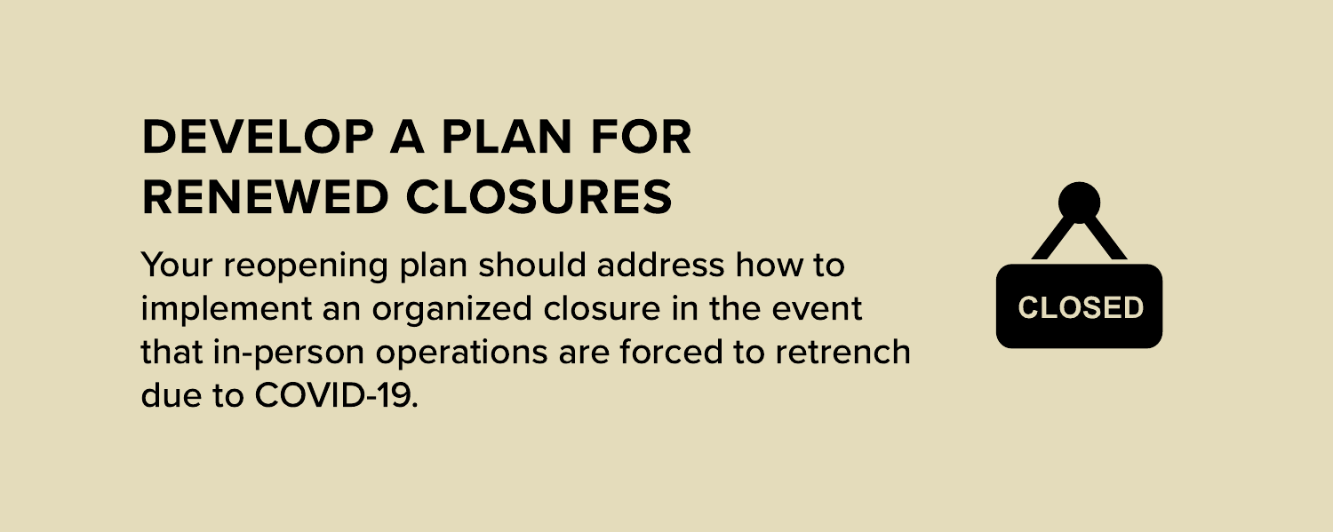# DEVELOP A PLAN FOR RENEWED CLOSURES

Your reopening plan should address how to implement an organized closure in the event that in-person operations are forced to retrench due to COVID-19.

CLOSED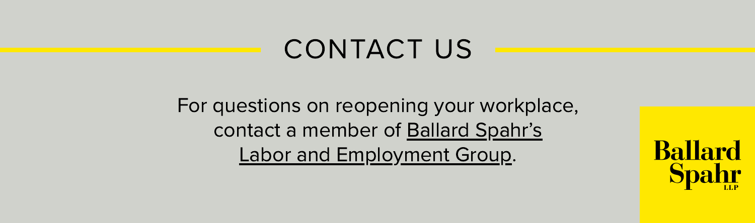## CONTACT US

For questions on reopening your workplace, contact a member of Ballard Spahr's Labor and Employment Group.

Ballard Spahr LLP